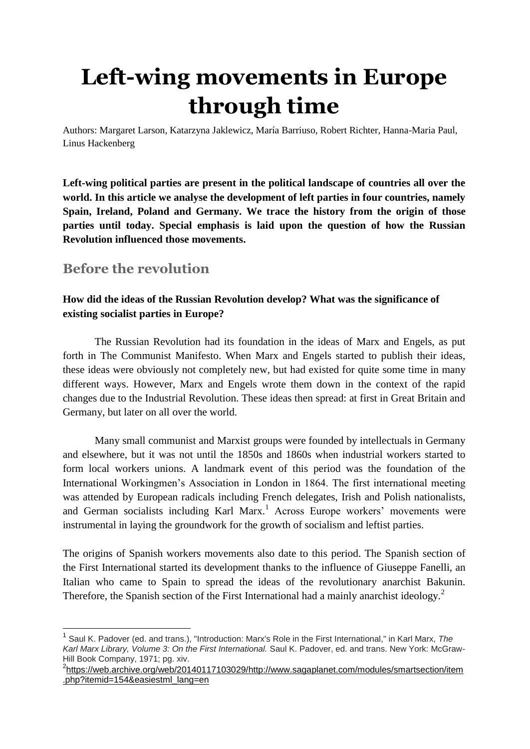# Left-wing movements in Europe through time

Authors: Margaret Larson, Katarzyna Jaklewicz, María Barriuso, Robert Richter, Hanna-Maria Paul, Linus Hackenberg

**Left-wing political parties are present in the political landscape of countries all over the world. In this article we analyse the development of left parties in four countries, namely Spain, Ireland, Poland and Germany. We trace the history from the origin of those parties until today. Special emphasis is laid upon the question of how the Russian Revolution influenced those movements.**

## Before the revolution

### How did the ideas of the Russian Revolution develop? What was the significance of existing socialist parties in Europe?

The Russian Revolution had its foundation in the ideas of Marx and Engels, as put forth in The Communist Manifesto. When Marx and Engels started to publish their ideas, these ideas were obviously not completely new, but had existed for quite some time in many different ways. However, Marx and Engels wrote them down in the context of the rapid changes due to the Industrial Revolution. These ideas then spread: at first in Great Britain and Germany, but later on all over the world.

Many small communist and Marxist groups were founded by intellectuals in Germany and elsewhere, but it was not until the 1850s and 1860s when industrial workers started to form local workers unions. A landmark event of this period was the foundation of the International Workingmen's Association in London in 1864. The first international meeting was attended by European radicals including French delegates, Irish and Polish nationalists, and German socialists including Karl Marx.[1] Across Europe workers' movements were instrumental in laying the groundwork for the growth of socialism and leftist parties.

The origins of Spanish workers movements also date to this period. The Spanish section of the First International started its development thanks to the influence of Giuseppe Fanelli, an Italian who came to Spain to spread the ideas of the revolutionary anarchist Bakunin. Therefore, the Spanish section of the First International had a mainly anarchist ideology.[2]

---

[1] Saul K. Padover (ed. and trans.), "Introduction: Marx's Role in the First International," in Karl Marx, *The Karl Marx Library, Volume 3: On the First International.* Saul K. Padover, ed. and trans. New York: McGraw-Hill Book Company, 1971; pg. xiv.

[2] https://web.archive.org/web/20140117103029/http://www.sagaplanet.com/modules/smartsection/item.php?itemid=154&easiestml_lang=en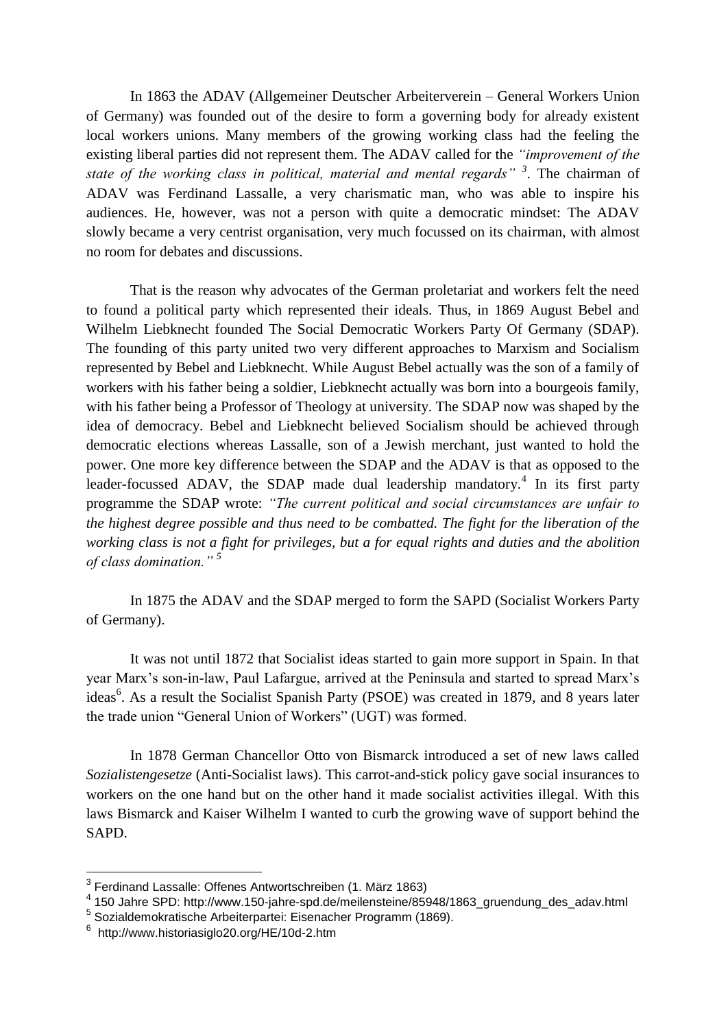In 1863 the ADAV (Allgemeiner Deutscher Arbeiterverein – General Workers Union of Germany) was founded out of the desire to form a governing body for already existent local workers unions. Many members of the growing working class had the feeling the existing liberal parties did not represent them. The ADAV called for the *"improvement of the state of the working class in political, material and mental regards"* [3]. The chairman of ADAV was Ferdinand Lassalle, a very charismatic man, who was able to inspire his audiences. He, however, was not a person with quite a democratic mindset: The ADAV slowly became a very centrist organisation, very much focussed on its chairman, with almost no room for debates and discussions.

That is the reason why advocates of the German proletariat and workers felt the need to found a political party which represented their ideals. Thus, in 1869 August Bebel and Wilhelm Liebknecht founded The Social Democratic Workers Party Of Germany (SDAP). The founding of this party united two very different approaches to Marxism and Socialism represented by Bebel and Liebknecht. While August Bebel actually was the son of a family of workers with his father being a soldier, Liebknecht actually was born into a bourgeois family, with his father being a Professor of Theology at university. The SDAP now was shaped by the idea of democracy. Bebel and Liebknecht believed Socialism should be achieved through democratic elections whereas Lassalle, son of a Jewish merchant, just wanted to hold the power. One more key difference between the SDAP and the ADAV is that as opposed to the leader-focussed ADAV, the SDAP made dual leadership mandatory.[4] In its first party programme the SDAP wrote: *"The current political and social circumstances are unfair to the highest degree possible and thus need to be combatted. The fight for the liberation of the working class is not a fight for privileges, but a for equal rights and duties and the abolition of class domination."* [5]

In 1875 the ADAV and the SDAP merged to form the SAPD (Socialist Workers Party of Germany).

It was not until 1872 that Socialist ideas started to gain more support in Spain. In that year Marx's son-in-law, Paul Lafargue, arrived at the Peninsula and started to spread Marx's ideas[6]. As a result the Socialist Spanish Party (PSOE) was created in 1879, and 8 years later the trade union "General Union of Workers" (UGT) was formed.

In 1878 German Chancellor Otto von Bismarck introduced a set of new laws called *Sozialistengesetze* (Anti-Socialist laws). This carrot-and-stick policy gave social insurances to workers on the one hand but on the other hand it made socialist activities illegal. With this laws Bismarck and Kaiser Wilhelm I wanted to curb the growing wave of support behind the SAPD.

---

[3] Ferdinand Lassalle: Offenes Antwortschreiben (1. März 1863)

[4] 150 Jahre SPD: http://www.150-jahre-spd.de/meilensteine/85948/1863_gruendung_des_adav.html

[5] Sozialdemokratische Arbeiterpartei: Eisenacher Programm (1869).

[6] http://www.historiasiglo20.org/HE/10d-2.htm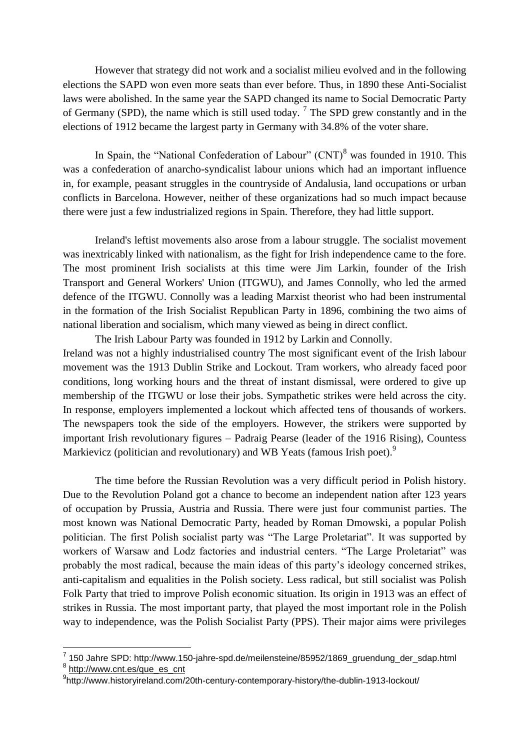However that strategy did not work and a socialist milieu evolved and in the following elections the SAPD won even more seats than ever before. Thus, in 1890 these Anti-Socialist laws were abolished. In the same year the SAPD changed its name to Social Democratic Party of Germany (SPD), the name which is still used today. [7] The SPD grew constantly and in the elections of 1912 became the largest party in Germany with 34.8% of the voter share.

In Spain, the "National Confederation of Labour" (CNT)[8] was founded in 1910. This was a confederation of anarcho-syndicalist labour unions which had an important influence in, for example, peasant struggles in the countryside of Andalusia, land occupations or urban conflicts in Barcelona. However, neither of these organizations had so much impact because there were just a few industrialized regions in Spain. Therefore, they had little support.

Ireland's leftist movements also arose from a labour struggle. The socialist movement was inextricably linked with nationalism, as the fight for Irish independence came to the fore. The most prominent Irish socialists at this time were Jim Larkin, founder of the Irish Transport and General Workers' Union (ITGWU), and James Connolly, who led the armed defence of the ITGWU. Connolly was a leading Marxist theorist who had been instrumental in the formation of the Irish Socialist Republican Party in 1896, combining the two aims of national liberation and socialism, which many viewed as being in direct conflict.

The Irish Labour Party was founded in 1912 by Larkin and Connolly.
Ireland was not a highly industrialised country The most significant event of the Irish labour movement was the 1913 Dublin Strike and Lockout. Tram workers, who already faced poor conditions, long working hours and the threat of instant dismissal, were ordered to give up membership of the ITGWU or lose their jobs. Sympathetic strikes were held across the city. In response, employers implemented a lockout which affected tens of thousands of workers. The newspapers took the side of the employers. However, the strikers were supported by important Irish revolutionary figures – Padraig Pearse (leader of the 1916 Rising), Countess Markievicz (politician and revolutionary) and WB Yeats (famous Irish poet).[9]

The time before the Russian Revolution was a very difficult period in Polish history. Due to the Revolution Poland got a chance to become an independent nation after 123 years of occupation by Prussia, Austria and Russia. There were just four communist parties. The most known was National Democratic Party, headed by Roman Dmowski, a popular Polish politician. The first Polish socialist party was "The Large Proletariat". It was supported by workers of Warsaw and Lodz factories and industrial centers. "The Large Proletariat" was probably the most radical, because the main ideas of this party's ideology concerned strikes, anti-capitalism and equalities in the Polish society. Less radical, but still socialist was Polish Folk Party that tried to improve Polish economic situation. Its origin in 1913 was an effect of strikes in Russia. The most important party, that played the most important role in the Polish way to independence, was the Polish Socialist Party (PPS). Their major aims were privileges

[7] 150 Jahre SPD: http://www.150-jahre-spd.de/meilensteine/85952/1869_gruendung_der_sdap.html
[8] http://www.cnt.es/que_es_cnt
[9] http://www.historyireland.com/20th-century-contemporary-history/the-dublin-1913-lockout/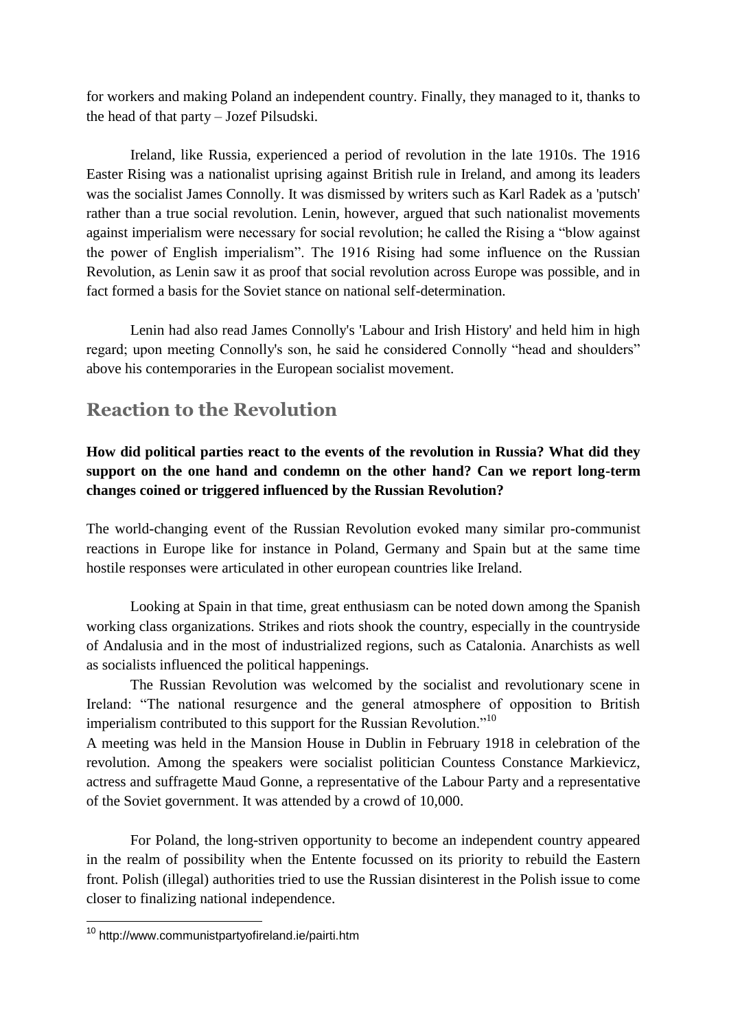for workers and making Poland an independent country. Finally, they managed to it, thanks to the head of that party – Jozef Pilsudski.

Ireland, like Russia, experienced a period of revolution in the late 1910s. The 1916 Easter Rising was a nationalist uprising against British rule in Ireland, and among its leaders was the socialist James Connolly. It was dismissed by writers such as Karl Radek as a 'putsch' rather than a true social revolution. Lenin, however, argued that such nationalist movements against imperialism were necessary for social revolution; he called the Rising a "blow against the power of English imperialism". The 1916 Rising had some influence on the Russian Revolution, as Lenin saw it as proof that social revolution across Europe was possible, and in fact formed a basis for the Soviet stance on national self-determination.

Lenin had also read James Connolly's 'Labour and Irish History' and held him in high regard; upon meeting Connolly's son, he said he considered Connolly "head and shoulders" above his contemporaries in the European socialist movement.

## Reaction to the Revolution

**How did political parties react to the events of the revolution in Russia? What did they support on the one hand and condemn on the other hand? Can we report long-term changes coined or triggered influenced by the Russian Revolution?**

The world-changing event of the Russian Revolution evoked many similar pro-communist reactions in Europe like for instance in Poland, Germany and Spain but at the same time hostile responses were articulated in other european countries like Ireland.

Looking at Spain in that time, great enthusiasm can be noted down among the Spanish working class organizations. Strikes and riots shook the country, especially in the countryside of Andalusia and in the most of industrialized regions, such as Catalonia. Anarchists as well as socialists influenced the political happenings.

The Russian Revolution was welcomed by the socialist and revolutionary scene in Ireland: "The national resurgence and the general atmosphere of opposition to British imperialism contributed to this support for the Russian Revolution."[10]

A meeting was held in the Mansion House in Dublin in February 1918 in celebration of the revolution. Among the speakers were socialist politician Countess Constance Markievicz, actress and suffragette Maud Gonne, a representative of the Labour Party and a representative of the Soviet government. It was attended by a crowd of 10,000.

For Poland, the long-striven opportunity to become an independent country appeared in the realm of possibility when the Entente focussed on its priority to rebuild the Eastern front. Polish (illegal) authorities tried to use the Russian disinterest in the Polish issue to come closer to finalizing national independence.

[10] http://www.communistpartyofireland.ie/pairti.htm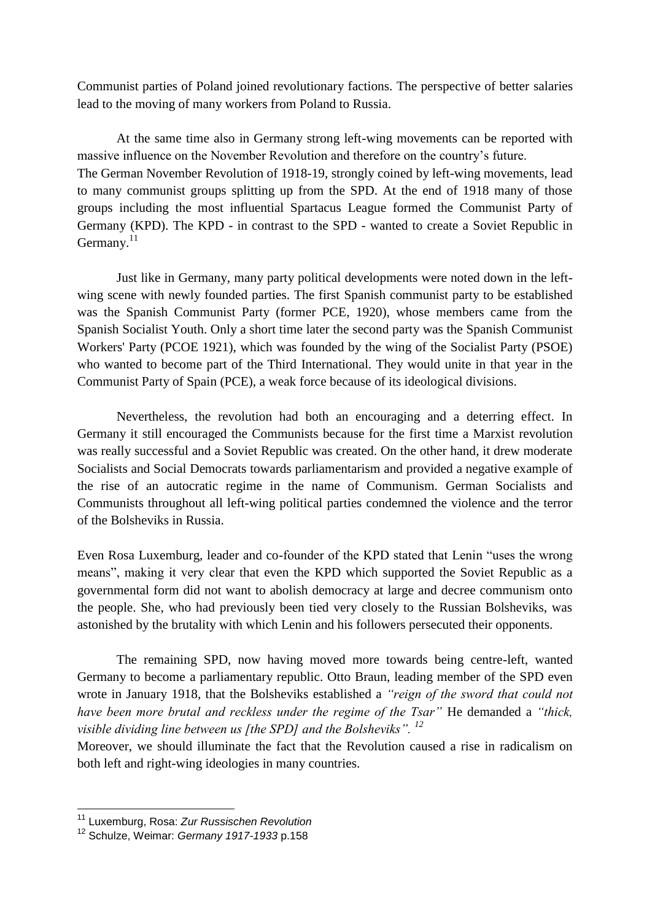Communist parties of Poland joined revolutionary factions. The perspective of better salaries lead to the moving of many workers from Poland to Russia.

At the same time also in Germany strong left-wing movements can be reported with massive influence on the November Revolution and therefore on the country's future. The German November Revolution of 1918-19, strongly coined by left-wing movements, lead to many communist groups splitting up from the SPD. At the end of 1918 many of those groups including the most influential Spartacus League formed the Communist Party of Germany (KPD). The KPD - in contrast to the SPD - wanted to create a Soviet Republic in Germany.[11]

Just like in Germany, many party political developments were noted down in the left-wing scene with newly founded parties. The first Spanish communist party to be established was the Spanish Communist Party (former PCE, 1920), whose members came from the Spanish Socialist Youth. Only a short time later the second party was the Spanish Communist Workers' Party (PCOE 1921), which was founded by the wing of the Socialist Party (PSOE) who wanted to become part of the Third International. They would unite in that year in the Communist Party of Spain (PCE), a weak force because of its ideological divisions.

Nevertheless, the revolution had both an encouraging and a deterring effect. In Germany it still encouraged the Communists because for the first time a Marxist revolution was really successful and a Soviet Republic was created. On the other hand, it drew moderate Socialists and Social Democrats towards parliamentarism and provided a negative example of the rise of an autocratic regime in the name of Communism. German Socialists and Communists throughout all left-wing political parties condemned the violence and the terror of the Bolsheviks in Russia.

Even Rosa Luxemburg, leader and co-founder of the KPD stated that Lenin "uses the wrong means", making it very clear that even the KPD which supported the Soviet Republic as a governmental form did not want to abolish democracy at large and decree communism onto the people. She, who had previously been tied very closely to the Russian Bolsheviks, was astonished by the brutality with which Lenin and his followers persecuted their opponents.

The remaining SPD, now having moved more towards being centre-left, wanted Germany to become a parliamentary republic. Otto Braun, leading member of the SPD even wrote in January 1918, that the Bolsheviks established a *"reign of the sword that could not have been more brutal and reckless under the regime of the Tsar"* He demanded a *"thick, visible dividing line between us [the SPD] and the Bolsheviks".*[12]

Moreover, we should illuminate the fact that the Revolution caused a rise in radicalism on both left and right-wing ideologies in many countries.

---

[11] Luxemburg, Rosa: *Zur Russischen Revolution*

[12] Schulze, Weimar: *Germany 1917-1933* p.158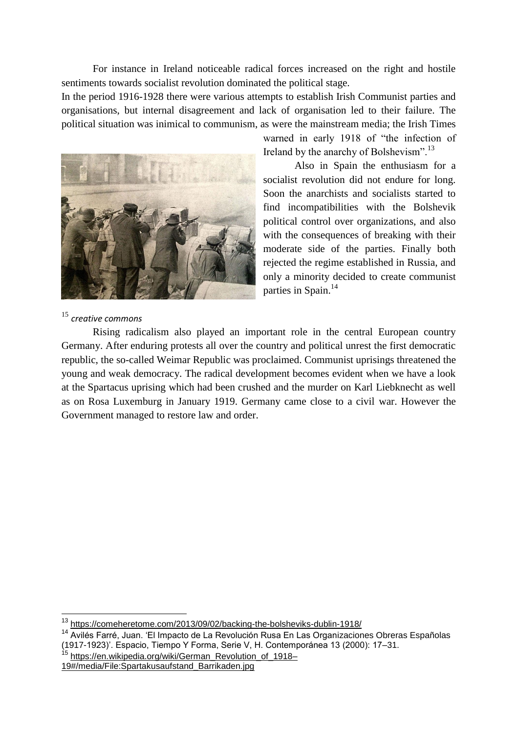For instance in Ireland noticeable radical forces increased on the right and hostile sentiments towards socialist revolution dominated the political stage.

In the period 1916-1928 there were various attempts to establish Irish Communist parties and organisations, but internal disagreement and lack of organisation led to their failure. The political situation was inimical to communism, as were the mainstream media; the Irish Times warned in early 1918 of "the infection of Ireland by the anarchy of Bolshevism".[13]

Also in Spain the enthusiasm for a socialist revolution did not endure for long. Soon the anarchists and socialists started to find incompatibilities with the Bolshevik political control over organizations, and also with the consequences of breaking with their moderate side of the parties. Finally both rejected the regime established in Russia, and only a minority decided to create communist parties in Spain.[14]

[15] *creative commons*

Rising radicalism also played an important role in the central European country Germany. After enduring protests all over the country and political unrest the first democratic republic, the so-called Weimar Republic was proclaimed. Communist uprisings threatened the young and weak democracy. The radical development becomes evident when we have a look at the Spartacus uprising which had been crushed and the murder on Karl Liebknecht as well as on Rosa Luxemburg in January 1919. Germany came close to a civil war. However the Government managed to restore law and order.

---

[13] https://comeheretome.com/2013/09/02/backing-the-bolsheviks-dublin-1918/

[14] Avilés Farré, Juan. 'El Impacto de La Revolución Rusa En Las Organizaciones Obreras Españolas (1917-1923)'. Espacio, Tiempo Y Forma, Serie V, H. Contemporánea 13 (2000): 17–31.

[15] https://en.wikipedia.org/wiki/German_Revolution_of_1918–19#/media/File:Spartakusaufstand_Barrikaden.jpg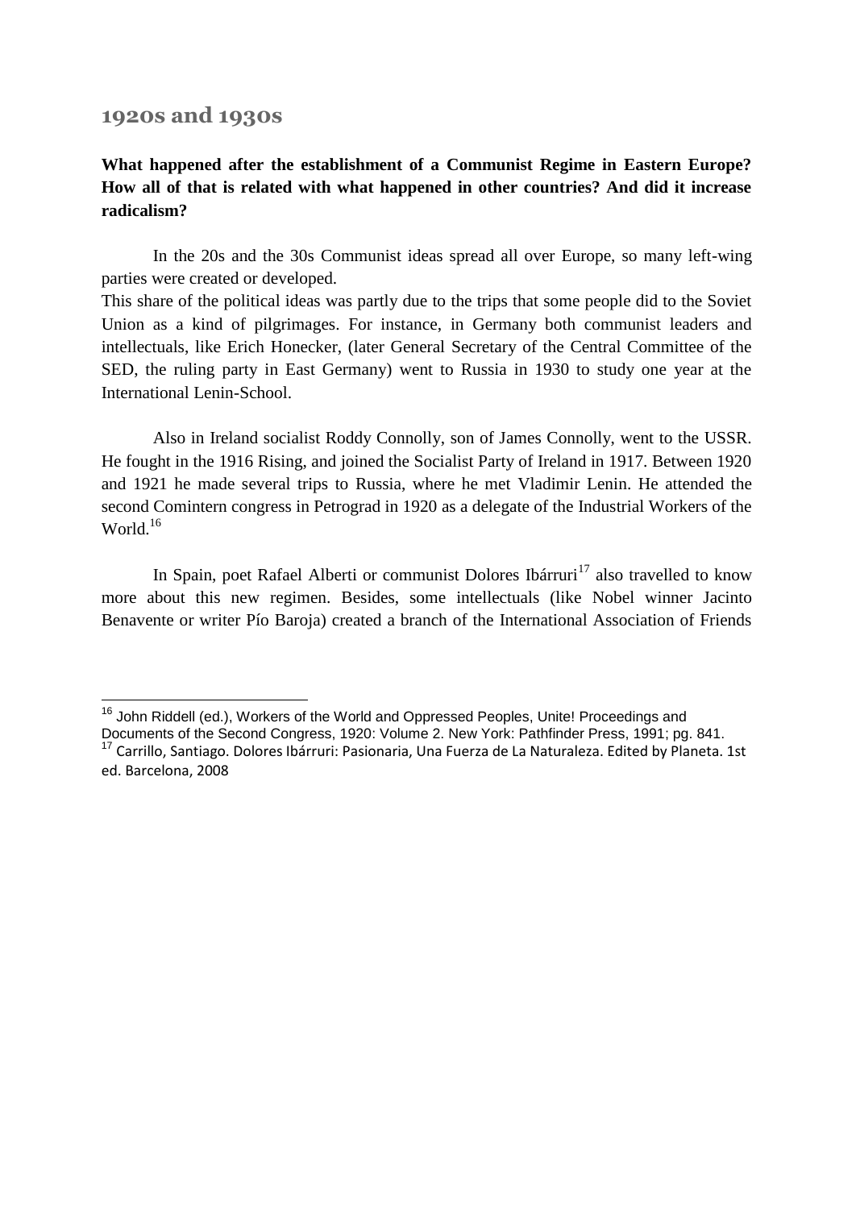## 1920s and 1930s

**What happened after the establishment of a Communist Regime in Eastern Europe? How all of that is related with what happened in other countries? And did it increase radicalism?**

In the 20s and the 30s Communist ideas spread all over Europe, so many left-wing parties were created or developed.

This share of the political ideas was partly due to the trips that some people did to the Soviet Union as a kind of pilgrimages. For instance, in Germany both communist leaders and intellectuals, like Erich Honecker, (later General Secretary of the Central Committee of the SED, the ruling party in East Germany) went to Russia in 1930 to study one year at the International Lenin-School.

Also in Ireland socialist Roddy Connolly, son of James Connolly, went to the USSR. He fought in the 1916 Rising, and joined the Socialist Party of Ireland in 1917. Between 1920 and 1921 he made several trips to Russia, where he met Vladimir Lenin. He attended the second Comintern congress in Petrograd in 1920 as a delegate of the Industrial Workers of the World.[16]

In Spain, poet Rafael Alberti or communist Dolores Ibárruri[17] also travelled to know more about this new regimen. Besides, some intellectuals (like Nobel winner Jacinto Benavente or writer Pío Baroja) created a branch of the International Association of Friends

---

[16] John Riddell (ed.), Workers of the World and Oppressed Peoples, Unite! Proceedings and Documents of the Second Congress, 1920: Volume 2. New York: Pathfinder Press, 1991; pg. 841.

[17] Carrillo, Santiago. Dolores Ibárruri: Pasionaria, Una Fuerza de La Naturaleza. Edited by Planeta. 1st ed. Barcelona, 2008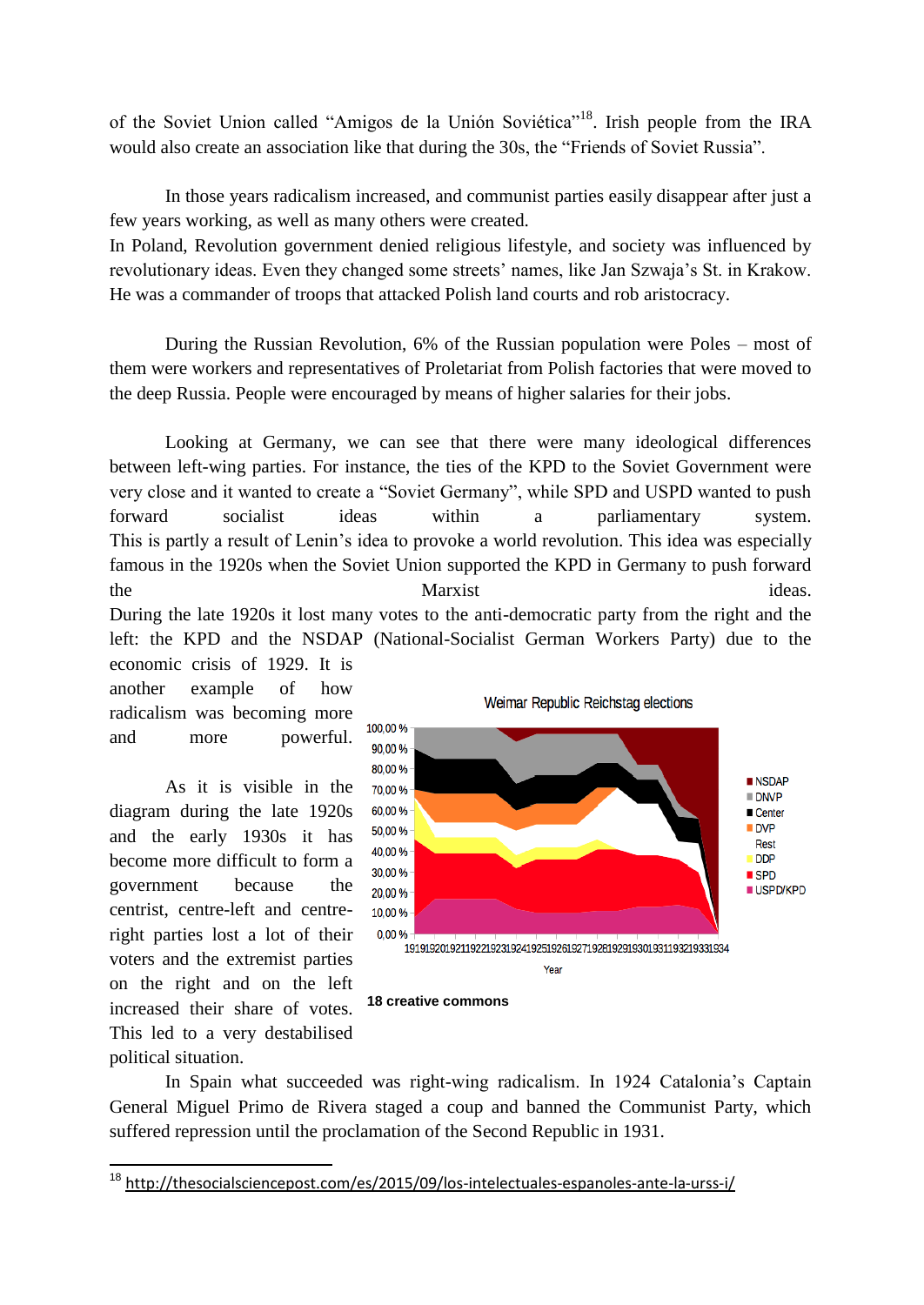of the Soviet Union called "Amigos de la Unión Soviética"[18]. Irish people from the IRA would also create an association like that during the 30s, the "Friends of Soviet Russia".

In those years radicalism increased, and communist parties easily disappear after just a few years working, as well as many others were created.
In Poland, Revolution government denied religious lifestyle, and society was influenced by revolutionary ideas. Even they changed some streets' names, like Jan Szwaja's St. in Krakow. He was a commander of troops that attacked Polish land courts and rob aristocracy.

During the Russian Revolution, 6% of the Russian population were Poles – most of them were workers and representatives of Proletariat from Polish factories that were moved to the deep Russia. People were encouraged by means of higher salaries for their jobs.

Looking at Germany, we can see that there were many ideological differences between left-wing parties. For instance, the ties of the KPD to the Soviet Government were very close and it wanted to create a "Soviet Germany", while SPD and USPD wanted to push forward socialist ideas within a parliamentary system.
This is partly a result of Lenin's idea to provoke a world revolution. This idea was especially famous in the 1920s when the Soviet Union supported the KPD in Germany to push forward the Marxist ideas.
During the late 1920s it lost many votes to the anti-democratic party from the right and the left: the KPD and the NSDAP (National-Socialist German Workers Party) due to the economic crisis of 1929. It is another example of how radicalism was becoming more and more powerful.

Weimar Republic Reichstag elections

100,00 %
90,00 %
80,00 %
70,00 %
60,00 %
50,00 %
40,00 %
30,00 %
20,00 %
10,00 %
0,00 %

1919 1920 1921 1922 1923 1924 1925 1926 1927 1928 1929 1930 1931 1932 1933 1934

Year

NSDAP
DNVP
Center
DVP
Rest
DDP
SPD
USPD/KPD

18 creative commons

As it is visible in the diagram during the late 1920s and the early 1930s it has become more difficult to form a government because the centrist, centre-left and centre-right parties lost a lot of their voters and the extremist parties on the right and on the left increased their share of votes. This led to a very destabilised political situation.

In Spain what succeeded was right-wing radicalism. In 1924 Catalonia's Captain General Miguel Primo de Rivera staged a coup and banned the Communist Party, which suffered repression until the proclamation of the Second Republic in 1931.

[18] http://thesocialsciencepost.com/es/2015/09/los-intelectuales-espanoles-ante-la-urss-i/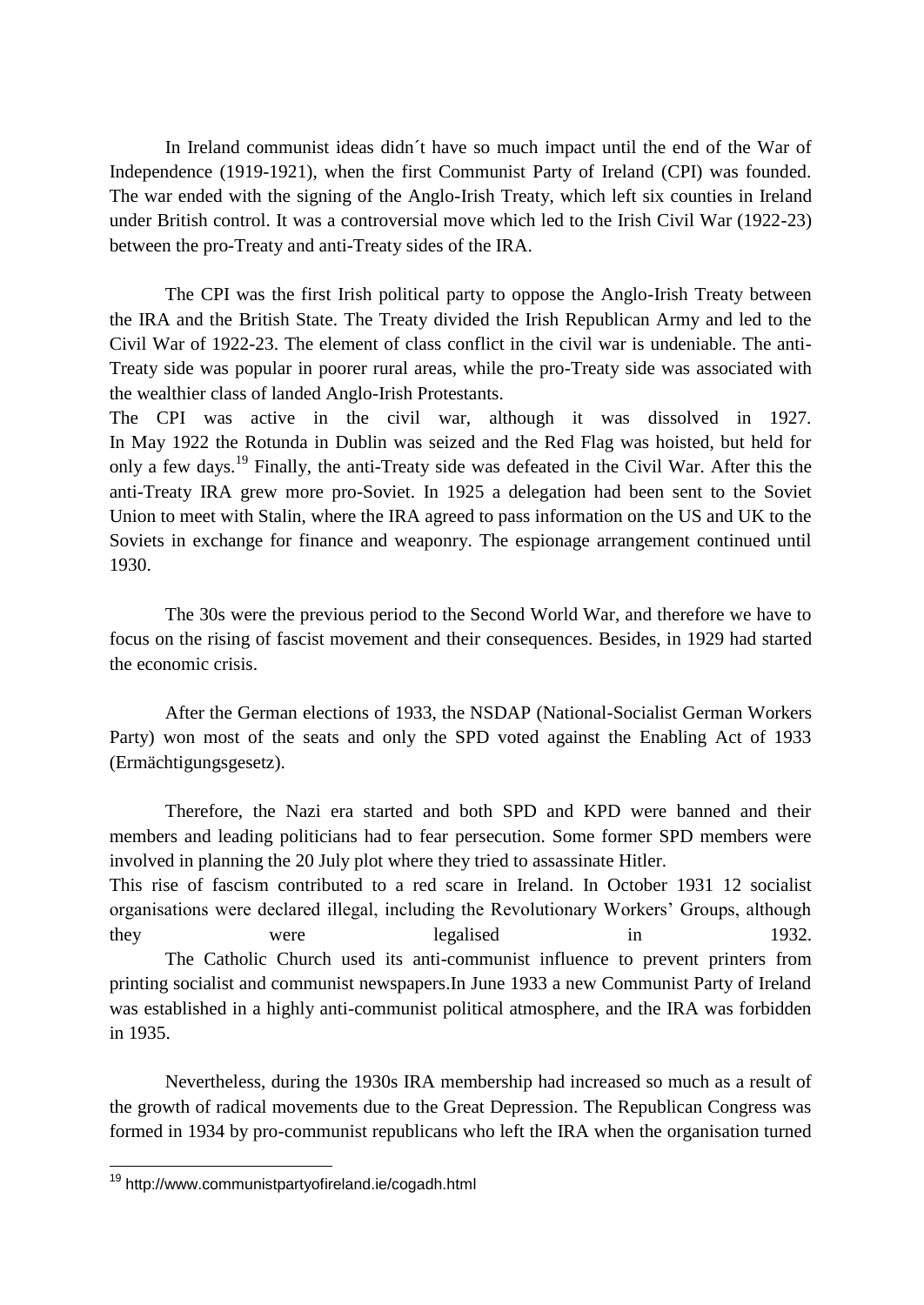In Ireland communist ideas didn´t have so much impact until the end of the War of Independence (1919-1921), when the first Communist Party of Ireland (CPI) was founded. The war ended with the signing of the Anglo-Irish Treaty, which left six counties in Ireland under British control. It was a controversial move which led to the Irish Civil War (1922-23) between the pro-Treaty and anti-Treaty sides of the IRA.

The CPI was the first Irish political party to oppose the Anglo-Irish Treaty between the IRA and the British State. The Treaty divided the Irish Republican Army and led to the Civil War of 1922-23. The element of class conflict in the civil war is undeniable. The anti-Treaty side was popular in poorer rural areas, while the pro-Treaty side was associated with the wealthier class of landed Anglo-Irish Protestants.
The CPI was active in the civil war, although it was dissolved in 1927. In May 1922 the Rotunda in Dublin was seized and the Red Flag was hoisted, but held for only a few days.[19] Finally, the anti-Treaty side was defeated in the Civil War. After this the anti-Treaty IRA grew more pro-Soviet. In 1925 a delegation had been sent to the Soviet Union to meet with Stalin, where the IRA agreed to pass information on the US and UK to the Soviets in exchange for finance and weaponry. The espionage arrangement continued until 1930.

The 30s were the previous period to the Second World War, and therefore we have to focus on the rising of fascist movement and their consequences. Besides, in 1929 had started the economic crisis.

After the German elections of 1933, the NSDAP (National-Socialist German Workers Party) won most of the seats and only the SPD voted against the Enabling Act of 1933 (Ermächtigungsgesetz).

Therefore, the Nazi era started and both SPD and KPD were banned and their members and leading politicians had to fear persecution. Some former SPD members were involved in planning the 20 July plot where they tried to assassinate Hitler.
This rise of fascism contributed to a red scare in Ireland. In October 1931 12 socialist organisations were declared illegal, including the Revolutionary Workers' Groups, although they were legalised in 1932.
The Catholic Church used its anti-communist influence to prevent printers from printing socialist and communist newspapers.In June 1933 a new Communist Party of Ireland was established in a highly anti-communist political atmosphere, and the IRA was forbidden in 1935.

Nevertheless, during the 1930s IRA membership had increased so much as a result of the growth of radical movements due to the Great Depression. The Republican Congress was formed in 1934 by pro-communist republicans who left the IRA when the organisation turned

[19] http://www.communistpartyofireland.ie/cogadh.html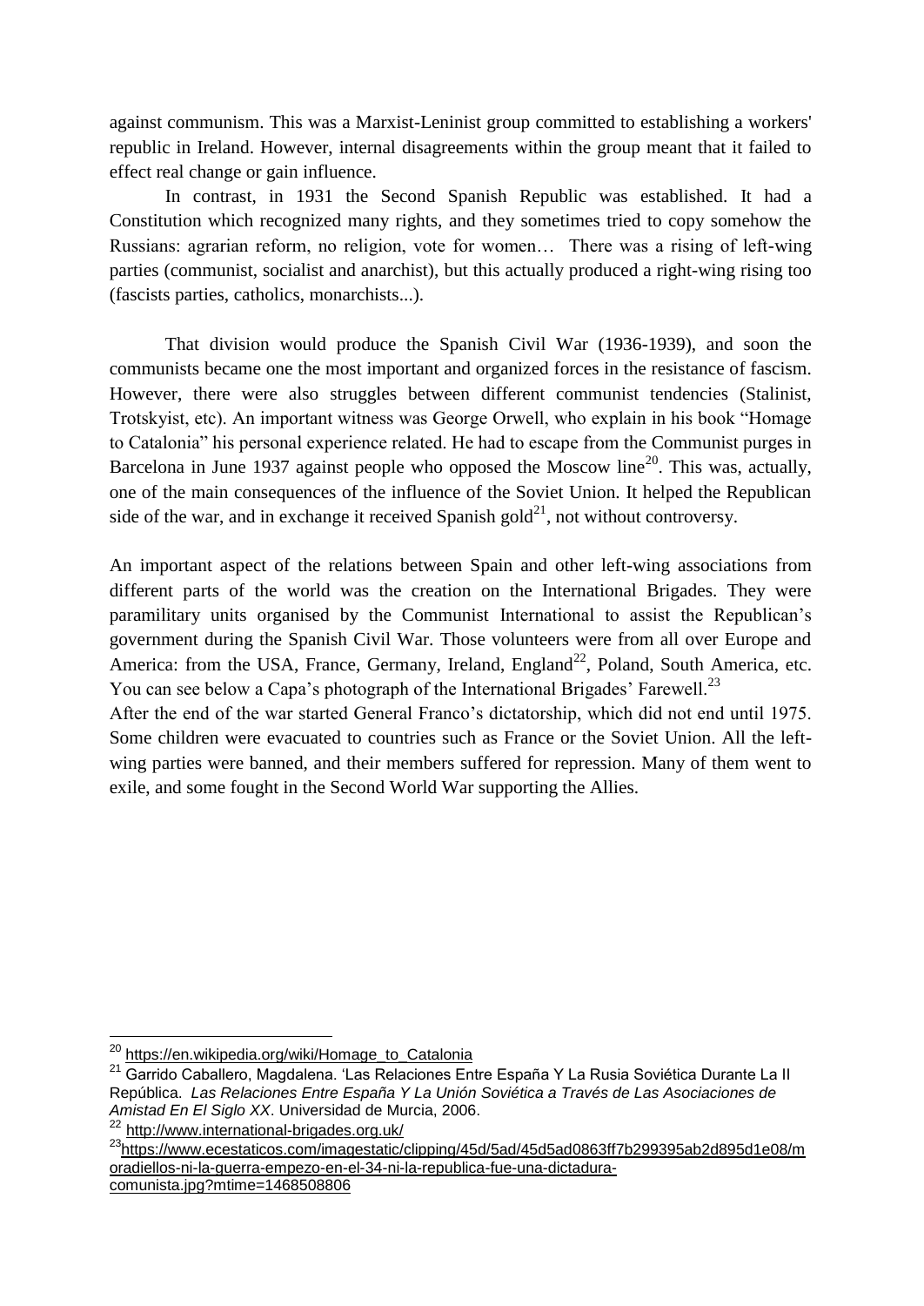against communism. This was a Marxist-Leninist group committed to establishing a workers' republic in Ireland. However, internal disagreements within the group meant that it failed to effect real change or gain influence.

In contrast, in 1931 the Second Spanish Republic was established. It had a Constitution which recognized many rights, and they sometimes tried to copy somehow the Russians: agrarian reform, no religion, vote for women… There was a rising of left-wing parties (communist, socialist and anarchist), but this actually produced a right-wing rising too (fascists parties, catholics, monarchists...).

That division would produce the Spanish Civil War (1936-1939), and soon the communists became one the most important and organized forces in the resistance of fascism. However, there were also struggles between different communist tendencies (Stalinist, Trotskyist, etc). An important witness was George Orwell, who explain in his book "Homage to Catalonia" his personal experience related. He had to escape from the Communist purges in Barcelona in June 1937 against people who opposed the Moscow line[20]. This was, actually, one of the main consequences of the influence of the Soviet Union. It helped the Republican side of the war, and in exchange it received Spanish gold[21], not without controversy.

An important aspect of the relations between Spain and other left-wing associations from different parts of the world was the creation on the International Brigades. They were paramilitary units organised by the Communist International to assist the Republican's government during the Spanish Civil War. Those volunteers were from all over Europe and America: from the USA, France, Germany, Ireland, England[22], Poland, South America, etc. You can see below a Capa's photograph of the International Brigades' Farewell.[23]

After the end of the war started General Franco's dictatorship, which did not end until 1975. Some children were evacuated to countries such as France or the Soviet Union. All the left-wing parties were banned, and their members suffered for repression. Many of them went to exile, and some fought in the Second World War supporting the Allies.

---

[20] https://en.wikipedia.org/wiki/Homage_to_Catalonia

[21] Garrido Caballero, Magdalena. 'Las Relaciones Entre España Y La Rusia Soviética Durante La II República. *Las Relaciones Entre España Y La Unión Soviética a Través de Las Asociaciones de Amistad En El Siglo XX*. Universidad de Murcia, 2006.

[22] http://www.international-brigades.org.uk/

[23] https://www.ecestaticos.com/imagestatic/clipping/45d/5ad/45d5ad0863ff7b299395ab2d895d1e08/moradiellos-ni-la-guerra-empezo-en-el-34-ni-la-republica-fue-una-dictadura-comunista.jpg?mtime=1468508806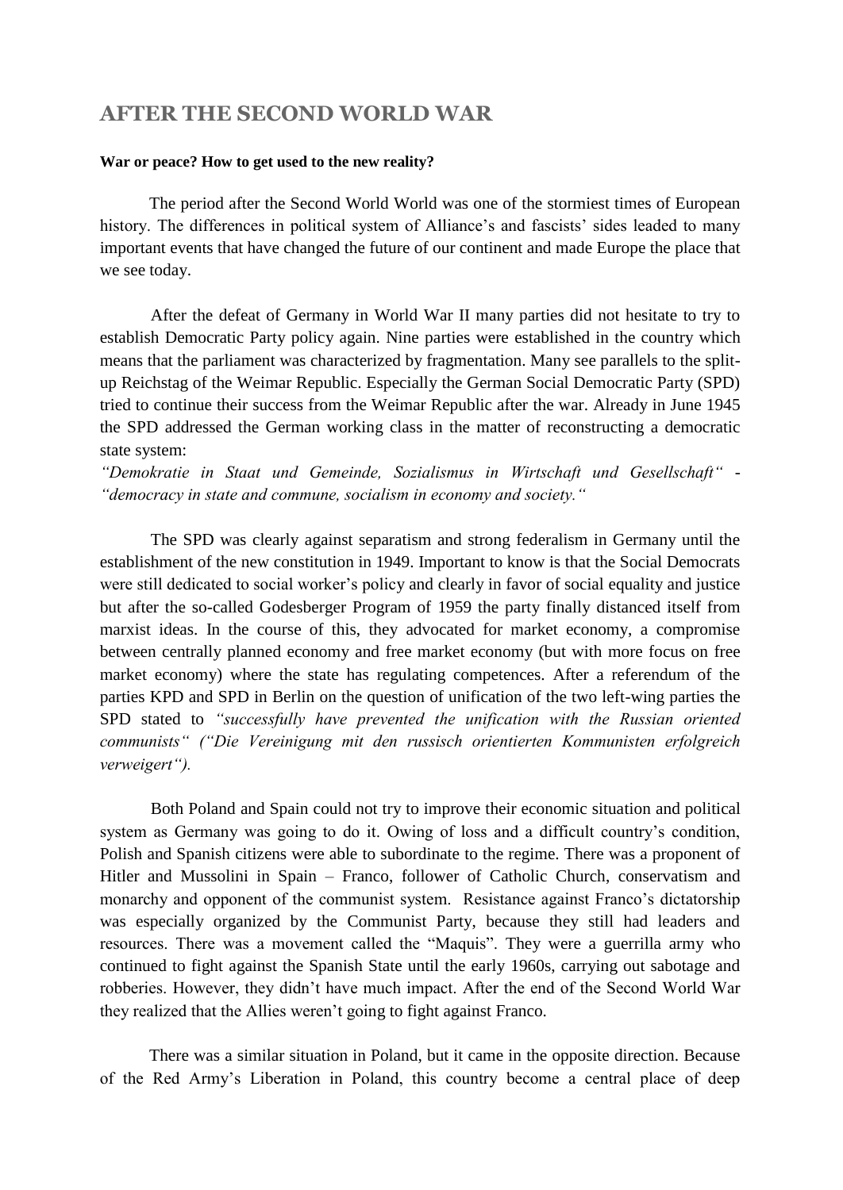## AFTER THE SECOND WORLD WAR

**War or peace? How to get used to the new reality?**

The period after the Second World World was one of the stormiest times of European history. The differences in political system of Alliance's and fascists' sides leaded to many important events that have changed the future of our continent and made Europe the place that we see today.

After the defeat of Germany in World War II many parties did not hesitate to try to establish Democratic Party policy again. Nine parties were established in the country which means that the parliament was characterized by fragmentation. Many see parallels to the split-up Reichstag of the Weimar Republic. Especially the German Social Democratic Party (SPD) tried to continue their success from the Weimar Republic after the war. Already in June 1945 the SPD addressed the German working class in the matter of reconstructing a democratic state system:

*"Demokratie in Staat und Gemeinde, Sozialismus in Wirtschaft und Gesellschaft" - "democracy in state and commune, socialism in economy and society."*

The SPD was clearly against separatism and strong federalism in Germany until the establishment of the new constitution in 1949. Important to know is that the Social Democrats were still dedicated to social worker's policy and clearly in favor of social equality and justice but after the so-called Godesberger Program of 1959 the party finally distanced itself from marxist ideas. In the course of this, they advocated for market economy, a compromise between centrally planned economy and free market economy (but with more focus on free market economy) where the state has regulating competences. After a referendum of the parties KPD and SPD in Berlin on the question of unification of the two left-wing parties the SPD stated to *"successfully have prevented the unification with the Russian oriented communists" ("Die Vereinigung mit den russisch orientierten Kommunisten erfolgreich verweigert").*

Both Poland and Spain could not try to improve their economic situation and political system as Germany was going to do it. Owing of loss and a difficult country's condition, Polish and Spanish citizens were able to subordinate to the regime. There was a proponent of Hitler and Mussolini in Spain – Franco, follower of Catholic Church, conservatism and monarchy and opponent of the communist system. Resistance against Franco's dictatorship was especially organized by the Communist Party, because they still had leaders and resources. There was a movement called the "Maquis". They were a guerrilla army who continued to fight against the Spanish State until the early 1960s, carrying out sabotage and robberies. However, they didn't have much impact. After the end of the Second World War they realized that the Allies weren't going to fight against Franco.

There was a similar situation in Poland, but it came in the opposite direction. Because of the Red Army's Liberation in Poland, this country become a central place of deep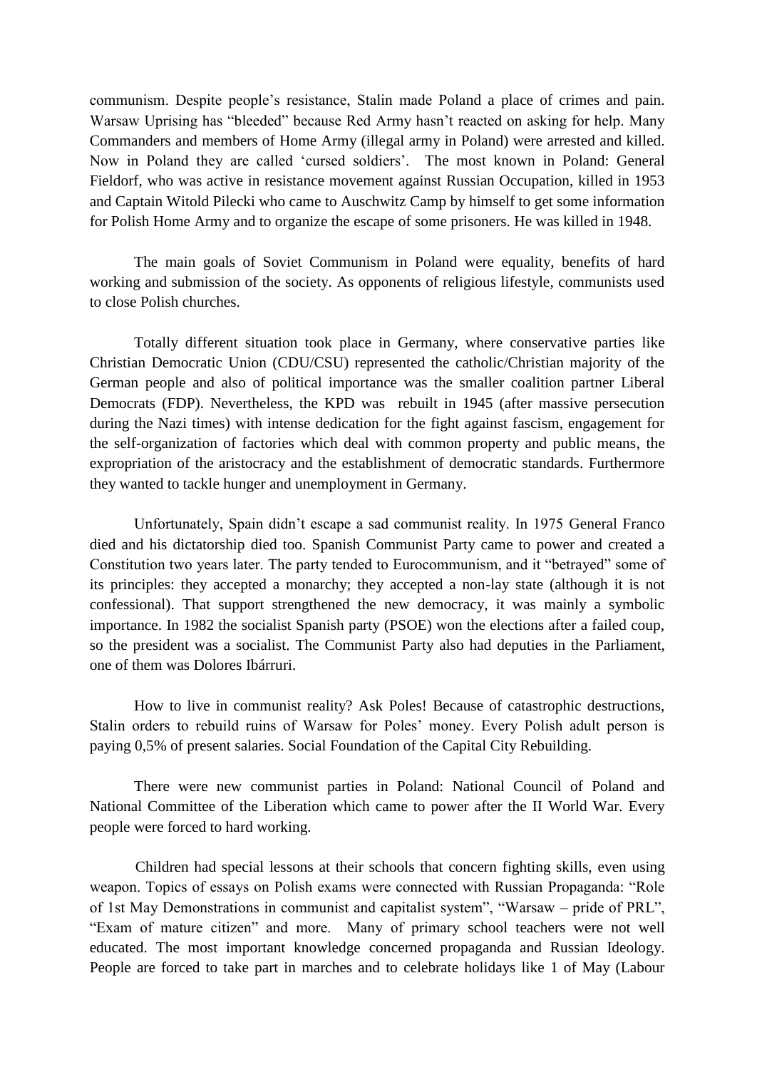communism. Despite people's resistance, Stalin made Poland a place of crimes and pain. Warsaw Uprising has "bleeded" because Red Army hasn't reacted on asking for help. Many Commanders and members of Home Army (illegal army in Poland) were arrested and killed. Now in Poland they are called 'cursed soldiers'. The most known in Poland: General Fieldorf, who was active in resistance movement against Russian Occupation, killed in 1953 and Captain Witold Pilecki who came to Auschwitz Camp by himself to get some information for Polish Home Army and to organize the escape of some prisoners. He was killed in 1948.

The main goals of Soviet Communism in Poland were equality, benefits of hard working and submission of the society. As opponents of religious lifestyle, communists used to close Polish churches.

Totally different situation took place in Germany, where conservative parties like Christian Democratic Union (CDU/CSU) represented the catholic/Christian majority of the German people and also of political importance was the smaller coalition partner Liberal Democrats (FDP). Nevertheless, the KPD was rebuilt in 1945 (after massive persecution during the Nazi times) with intense dedication for the fight against fascism, engagement for the self-organization of factories which deal with common property and public means, the expropriation of the aristocracy and the establishment of democratic standards. Furthermore they wanted to tackle hunger and unemployment in Germany.

Unfortunately, Spain didn't escape a sad communist reality. In 1975 General Franco died and his dictatorship died too. Spanish Communist Party came to power and created a Constitution two years later. The party tended to Eurocommunism, and it "betrayed" some of its principles: they accepted a monarchy; they accepted a non-lay state (although it is not confessional). That support strengthened the new democracy, it was mainly a symbolic importance. In 1982 the socialist Spanish party (PSOE) won the elections after a failed coup, so the president was a socialist. The Communist Party also had deputies in the Parliament, one of them was Dolores Ibárruri.

How to live in communist reality? Ask Poles! Because of catastrophic destructions, Stalin orders to rebuild ruins of Warsaw for Poles' money. Every Polish adult person is paying 0,5% of present salaries. Social Foundation of the Capital City Rebuilding.

There were new communist parties in Poland: National Council of Poland and National Committee of the Liberation which came to power after the II World War. Every people were forced to hard working.

Children had special lessons at their schools that concern fighting skills, even using weapon. Topics of essays on Polish exams were connected with Russian Propaganda: "Role of 1st May Demonstrations in communist and capitalist system", "Warsaw – pride of PRL", "Exam of mature citizen" and more. Many of primary school teachers were not well educated. The most important knowledge concerned propaganda and Russian Ideology. People are forced to take part in marches and to celebrate holidays like 1 of May (Labour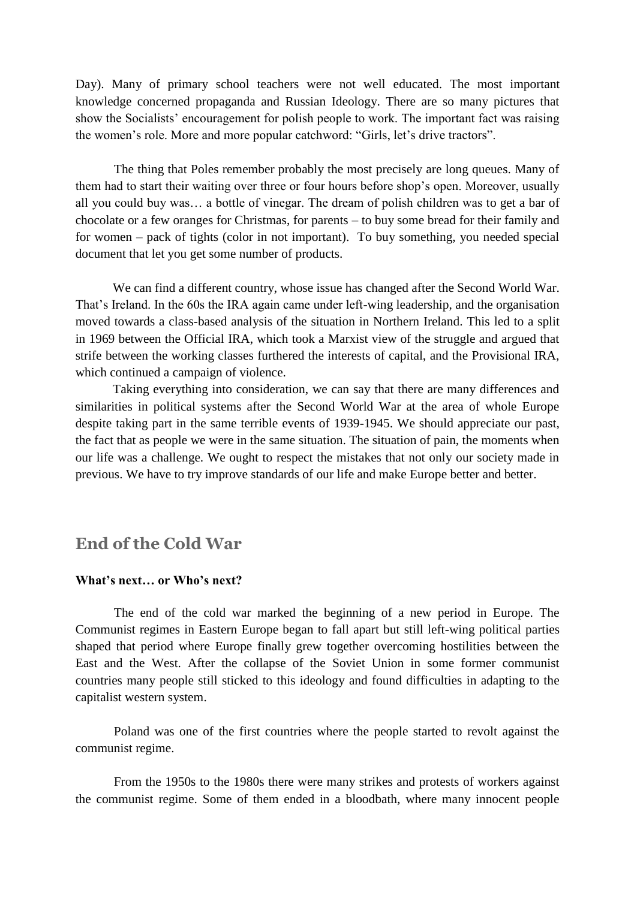Day). Many of primary school teachers were not well educated. The most important knowledge concerned propaganda and Russian Ideology. There are so many pictures that show the Socialists' encouragement for polish people to work. The important fact was raising the women's role. More and more popular catchword: "Girls, let's drive tractors".

The thing that Poles remember probably the most precisely are long queues. Many of them had to start their waiting over three or four hours before shop's open. Moreover, usually all you could buy was… a bottle of vinegar. The dream of polish children was to get a bar of chocolate or a few oranges for Christmas, for parents – to buy some bread for their family and for women – pack of tights (color in not important). To buy something, you needed special document that let you get some number of products.

We can find a different country, whose issue has changed after the Second World War. That's Ireland. In the 60s the IRA again came under left-wing leadership, and the organisation moved towards a class-based analysis of the situation in Northern Ireland. This led to a split in 1969 between the Official IRA, which took a Marxist view of the struggle and argued that strife between the working classes furthered the interests of capital, and the Provisional IRA, which continued a campaign of violence.

Taking everything into consideration, we can say that there are many differences and similarities in political systems after the Second World War at the area of whole Europe despite taking part in the same terrible events of 1939-1945. We should appreciate our past, the fact that as people we were in the same situation. The situation of pain, the moments when our life was a challenge. We ought to respect the mistakes that not only our society made in previous. We have to try improve standards of our life and make Europe better and better.

## End of the Cold War

**What's next… or Who's next?**

The end of the cold war marked the beginning of a new period in Europe. The Communist regimes in Eastern Europe began to fall apart but still left-wing political parties shaped that period where Europe finally grew together overcoming hostilities between the East and the West. After the collapse of the Soviet Union in some former communist countries many people still sticked to this ideology and found difficulties in adapting to the capitalist western system.

Poland was one of the first countries where the people started to revolt against the communist regime.

From the 1950s to the 1980s there were many strikes and protests of workers against the communist regime. Some of them ended in a bloodbath, where many innocent people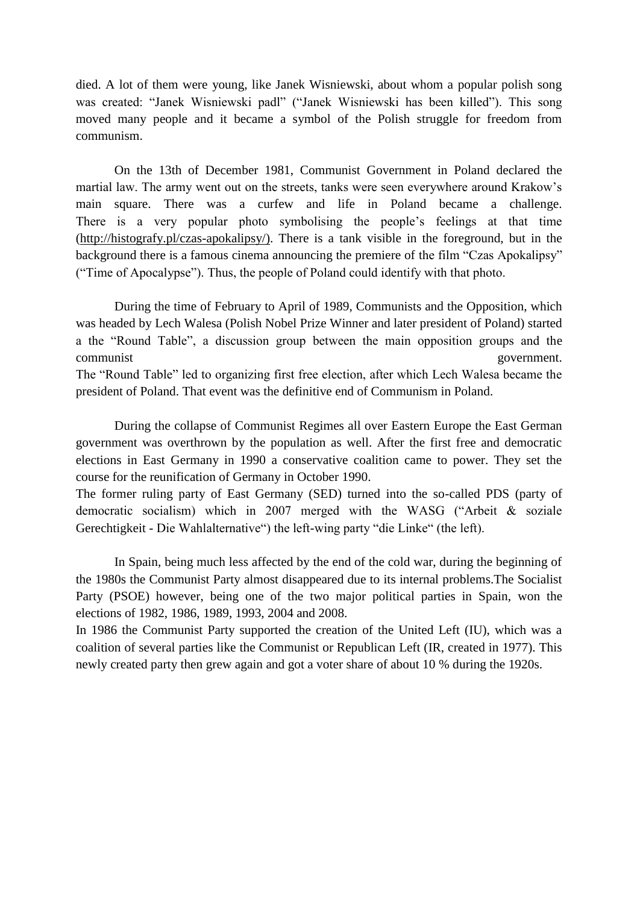died. A lot of them were young, like Janek Wisniewski, about whom a popular polish song was created: "Janek Wisniewski padl" ("Janek Wisniewski has been killed"). This song moved many people and it became a symbol of the Polish struggle for freedom from communism.

On the 13th of December 1981, Communist Government in Poland declared the martial law. The army went out on the streets, tanks were seen everywhere around Krakow's main square. There was a curfew and life in Poland became a challenge. There is a very popular photo symbolising the people's feelings at that time (http://histografy.pl/czas-apokalipsy/). There is a tank visible in the foreground, but in the background there is a famous cinema announcing the premiere of the film "Czas Apokalipsy" ("Time of Apocalypse"). Thus, the people of Poland could identify with that photo.

During the time of February to April of 1989, Communists and the Opposition, which was headed by Lech Walesa (Polish Nobel Prize Winner and later president of Poland) started a the "Round Table", a discussion group between the main opposition groups and the communist government.
The "Round Table" led to organizing first free election, after which Lech Walesa became the president of Poland. That event was the definitive end of Communism in Poland.

During the collapse of Communist Regimes all over Eastern Europe the East German government was overthrown by the population as well. After the first free and democratic elections in East Germany in 1990 a conservative coalition came to power. They set the course for the reunification of Germany in October 1990.
The former ruling party of East Germany (SED) turned into the so-called PDS (party of democratic socialism) which in 2007 merged with the WASG ("Arbeit & soziale Gerechtigkeit - Die Wahlalternative") the left-wing party "die Linke" (the left).

In Spain, being much less affected by the end of the cold war, during the beginning of the 1980s the Communist Party almost disappeared due to its internal problems.The Socialist Party (PSOE) however, being one of the two major political parties in Spain, won the elections of 1982, 1986, 1989, 1993, 2004 and 2008.
In 1986 the Communist Party supported the creation of the United Left (IU), which was a coalition of several parties like the Communist or Republican Left (IR, created in 1977). This newly created party then grew again and got a voter share of about 10 % during the 1920s.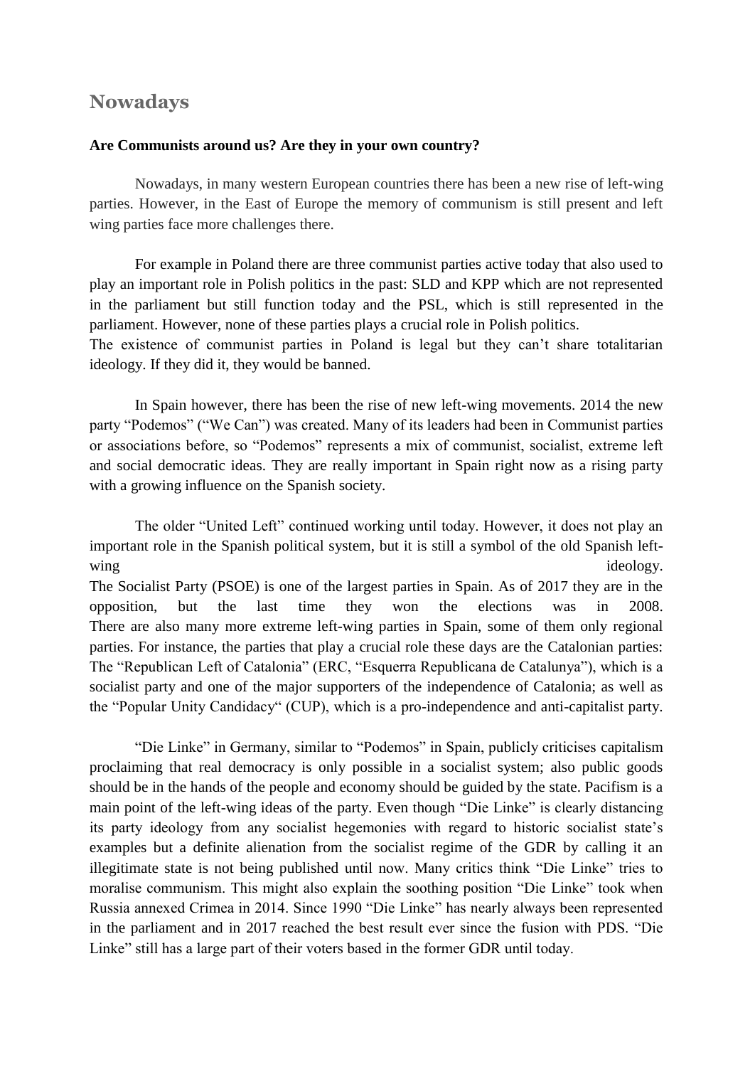## Nowadays

**Are Communists around us? Are they in your own country?**

Nowadays, in many western European countries there has been a new rise of left-wing parties. However, in the East of Europe the memory of communism is still present and left wing parties face more challenges there.

For example in Poland there are three communist parties active today that also used to play an important role in Polish politics in the past: SLD and KPP which are not represented in the parliament but still function today and the PSL, which is still represented in the parliament. However, none of these parties plays a crucial role in Polish politics.
The existence of communist parties in Poland is legal but they can't share totalitarian ideology. If they did it, they would be banned.

In Spain however, there has been the rise of new left-wing movements. 2014 the new party "Podemos" ("We Can") was created. Many of its leaders had been in Communist parties or associations before, so "Podemos" represents a mix of communist, socialist, extreme left and social democratic ideas. They are really important in Spain right now as a rising party with a growing influence on the Spanish society.

The older "United Left" continued working until today. However, it does not play an important role in the Spanish political system, but it is still a symbol of the old Spanish left-wing ideology.
The Socialist Party (PSOE) is one of the largest parties in Spain. As of 2017 they are in the opposition, but the last time they won the elections was in 2008.
There are also many more extreme left-wing parties in Spain, some of them only regional parties. For instance, the parties that play a crucial role these days are the Catalonian parties: The "Republican Left of Catalonia" (ERC, "Esquerra Republicana de Catalunya"), which is a socialist party and one of the major supporters of the independence of Catalonia; as well as the "Popular Unity Candidacy" (CUP), which is a pro-independence and anti-capitalist party.

"Die Linke" in Germany, similar to "Podemos" in Spain, publicly criticises capitalism proclaiming that real democracy is only possible in a socialist system; also public goods should be in the hands of the people and economy should be guided by the state. Pacifism is a main point of the left-wing ideas of the party. Even though "Die Linke" is clearly distancing its party ideology from any socialist hegemonies with regard to historic socialist state's examples but a definite alienation from the socialist regime of the GDR by calling it an illegitimate state is not being published until now. Many critics think "Die Linke" tries to moralise communism. This might also explain the soothing position "Die Linke" took when Russia annexed Crimea in 2014. Since 1990 "Die Linke" has nearly always been represented in the parliament and in 2017 reached the best result ever since the fusion with PDS. "Die Linke" still has a large part of their voters based in the former GDR until today.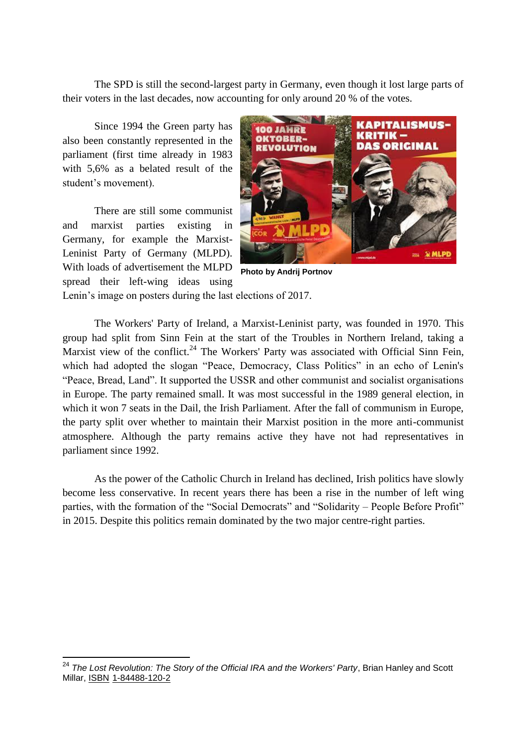The SPD is still the second-largest party in Germany, even though it lost large parts of their voters in the last decades, now accounting for only around 20 % of the votes.

Since 1994 the Green party has also been constantly represented in the parliament (first time already in 1983 with 5,6% as a belated result of the student's movement).

There are still some communist and marxist parties existing in Germany, for example the Marxist-Leninist Party of Germany (MLPD). With loads of advertisement the MLPD spread their left-wing ideas using Lenin's image on posters during the last elections of 2017.

Photo by Andrij Portnov

The Workers' Party of Ireland, a Marxist-Leninist party, was founded in 1970. This group had split from Sinn Fein at the start of the Troubles in Northern Ireland, taking a Marxist view of the conflict.[24] The Workers' Party was associated with Official Sinn Fein, which had adopted the slogan "Peace, Democracy, Class Politics" in an echo of Lenin's "Peace, Bread, Land". It supported the USSR and other communist and socialist organisations in Europe. The party remained small. It was most successful in the 1989 general election, in which it won 7 seats in the Dail, the Irish Parliament. After the fall of communism in Europe, the party split over whether to maintain their Marxist position in the more anti-communist atmosphere. Although the party remains active they have not had representatives in parliament since 1992.

As the power of the Catholic Church in Ireland has declined, Irish politics have slowly become less conservative. In recent years there has been a rise in the number of left wing parties, with the formation of the "Social Democrats" and "Solidarity – People Before Profit" in 2015. Despite this politics remain dominated by the two major centre-right parties.

---

[24] *The Lost Revolution: The Story of the Official IRA and the Workers' Party*, Brian Hanley and Scott Millar, ISBN 1-84488-120-2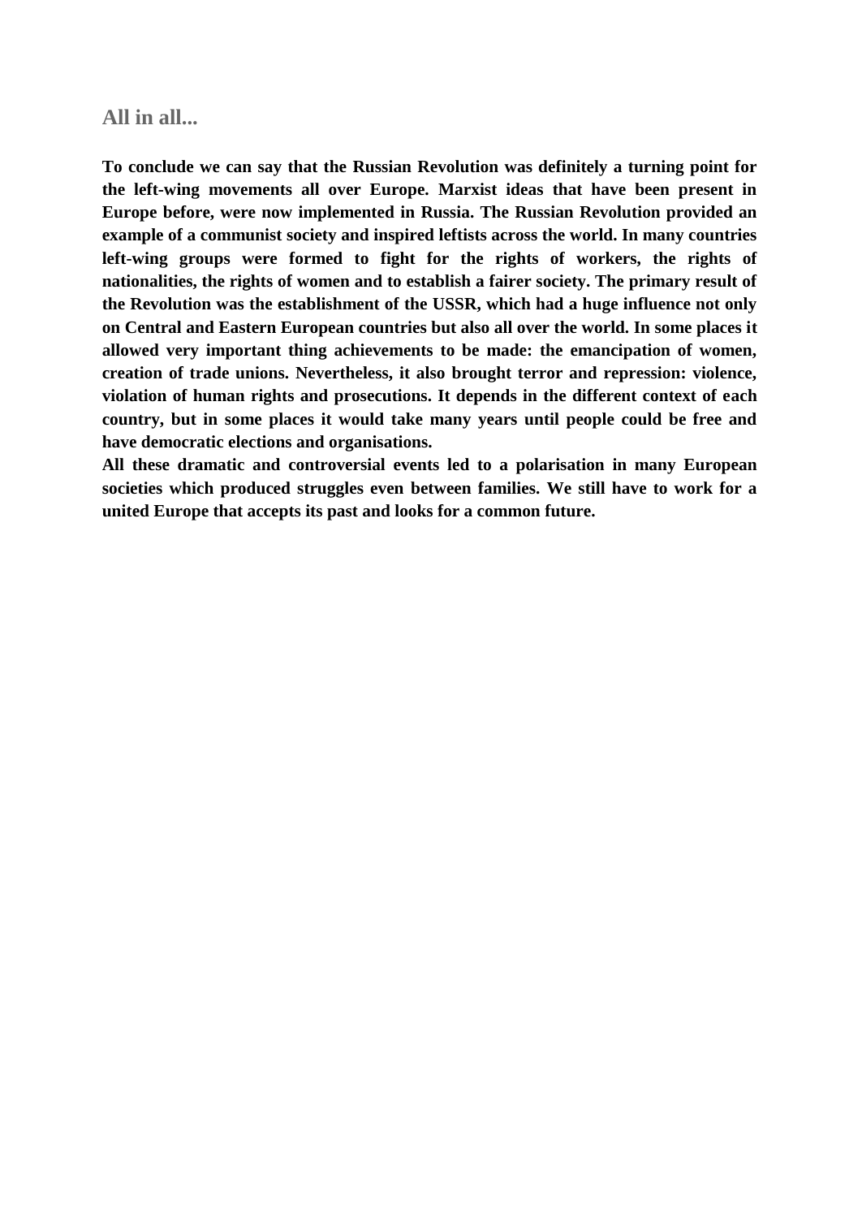## All in all...

**To conclude we can say that the Russian Revolution was definitely a turning point for the left-wing movements all over Europe. Marxist ideas that have been present in Europe before, were now implemented in Russia. The Russian Revolution provided an example of a communist society and inspired leftists across the world. In many countries left-wing groups were formed to fight for the rights of workers, the rights of nationalities, the rights of women and to establish a fairer society. The primary result of the Revolution was the establishment of the USSR, which had a huge influence not only on Central and Eastern European countries but also all over the world. In some places it allowed very important thing achievements to be made: the emancipation of women, creation of trade unions. Nevertheless, it also brought terror and repression: violence, violation of human rights and prosecutions. It depends in the different context of each country, but in some places it would take many years until people could be free and have democratic elections and organisations.**

**All these dramatic and controversial events led to a polarisation in many European societies which produced struggles even between families. We still have to work for a united Europe that accepts its past and looks for a common future.**